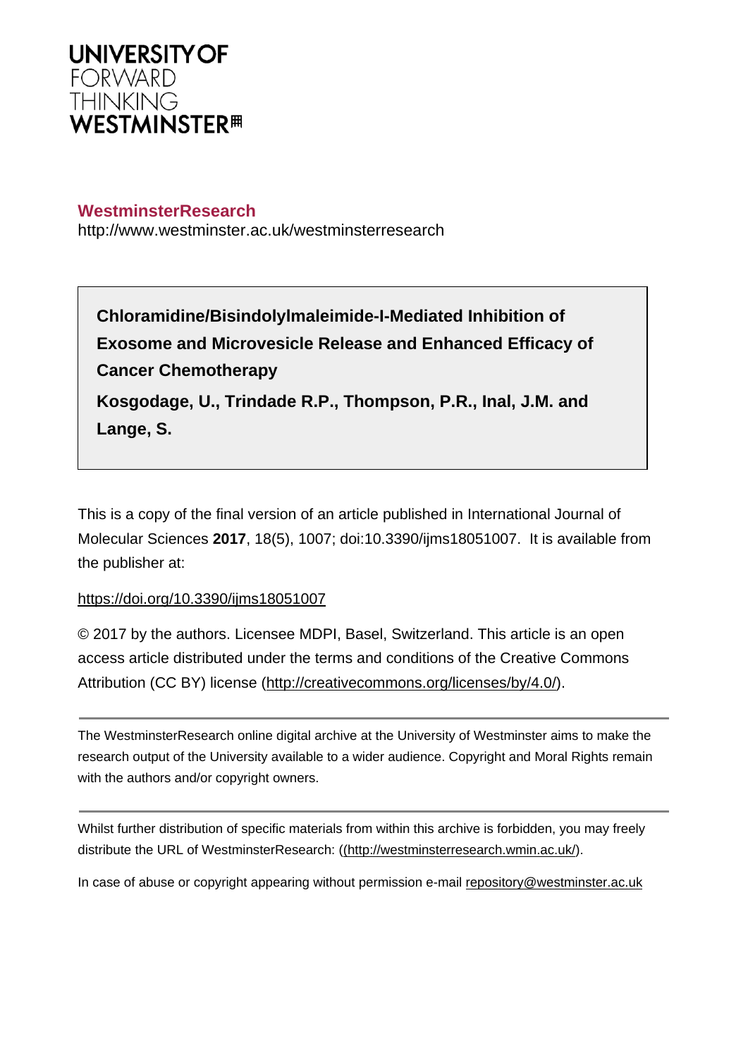**UNIVERSITY OF**
FORWARD
THINKING
**WESTMINSTER**

**WestminsterResearch**
http://www.westminster.ac.uk/westminsterresearch

**Chloramidine/Bisindolylmaleimide-I-Mediated Inhibition of Exosome and Microvesicle Release and Enhanced Efficacy of Cancer Chemotherapy**

**Kosgodage, U., Trindade R.P., Thompson, P.R., Inal, J.M. and Lange, S.**

This is a copy of the final version of an article published in International Journal of Molecular Sciences **2017**, 18(5), 1007; doi:10.3390/ijms18051007. It is available from the publisher at:

https://doi.org/10.3390/ijms18051007

© 2017 by the authors. Licensee MDPI, Basel, Switzerland. This article is an open access article distributed under the terms and conditions of the Creative Commons Attribution (CC BY) license (http://creativecommons.org/licenses/by/4.0/).

The WestminsterResearch online digital archive at the University of Westminster aims to make the research output of the University available to a wider audience. Copyright and Moral Rights remain with the authors and/or copyright owners.

Whilst further distribution of specific materials from within this archive is forbidden, you may freely distribute the URL of WestminsterResearch: ((http://westminsterresearch.wmin.ac.uk/).

In case of abuse or copyright appearing without permission e-mail repository@westminster.ac.uk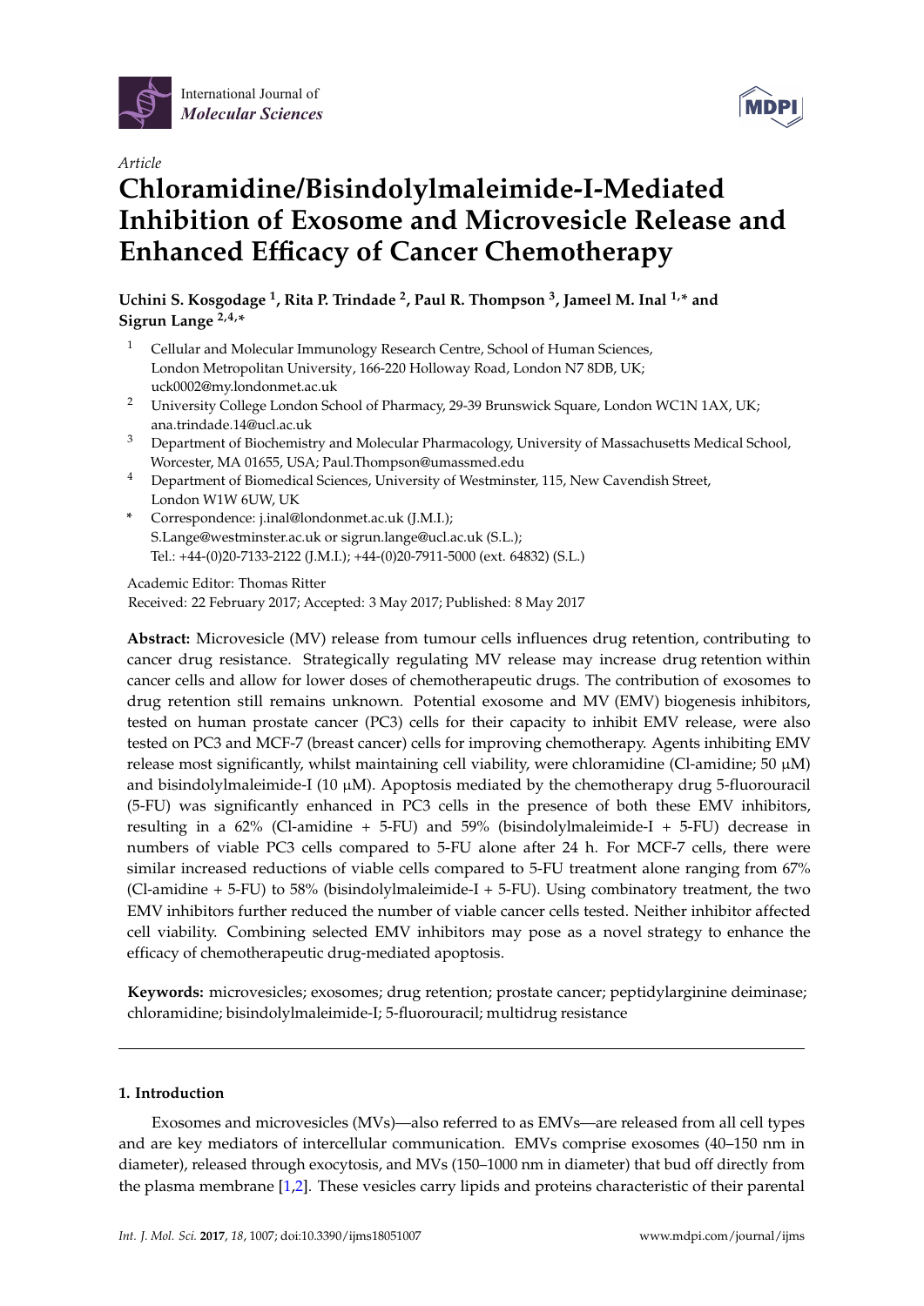## Article

# Chloramidine/Bisindolylmaleimide-I-Mediated Inhibition of Exosome and Microvesicle Release and Enhanced Efficacy of Cancer Chemotherapy

**Uchini S. Kosgodage [1], Rita P. Trindade [2], Paul R. Thompson [3], Jameel M. Inal [1,*] and Sigrun Lange [2,4,*]**

[1] Cellular and Molecular Immunology Research Centre, School of Human Sciences, London Metropolitan University, 166-220 Holloway Road, London N7 8DB, UK; uck0002@my.londonmet.ac.uk

[2] University College London School of Pharmacy, 29-39 Brunswick Square, London WC1N 1AX, UK; ana.trindade.14@ucl.ac.uk

[3] Department of Biochemistry and Molecular Pharmacology, University of Massachusetts Medical School, Worcester, MA 01655, USA; Paul.Thompson@umassmed.edu

[4] Department of Biomedical Sciences, University of Westminster, 115, New Cavendish Street, London W1W 6UW, UK

[*] Correspondence: j.inal@londonmet.ac.uk (J.M.I.); S.Lange@westminster.ac.uk or sigrun.lange@ucl.ac.uk (S.L.); Tel.: +44-(0)20-7133-2122 (J.M.I.); +44-(0)20-7911-5000 (ext. 64832) (S.L.)

Academic Editor: Thomas Ritter

Received: 22 February 2017; Accepted: 3 May 2017; Published: 8 May 2017

**Abstract:** Microvesicle (MV) release from tumour cells influences drug retention, contributing to cancer drug resistance. Strategically regulating MV release may increase drug retention within cancer cells and allow for lower doses of chemotherapeutic drugs. The contribution of exosomes to drug retention still remains unknown. Potential exosome and MV (EMV) biogenesis inhibitors, tested on human prostate cancer (PC3) cells for their capacity to inhibit EMV release, were also tested on PC3 and MCF-7 (breast cancer) cells for improving chemotherapy. Agents inhibiting EMV release most significantly, whilst maintaining cell viability, were chloramidine (Cl-amidine; 50 μM) and bisindolylmaleimide-I (10 μM). Apoptosis mediated by the chemotherapy drug 5-fluorouracil (5-FU) was significantly enhanced in PC3 cells in the presence of both these EMV inhibitors, resulting in a 62% (Cl-amidine + 5-FU) and 59% (bisindolylmaleimide-I + 5-FU) decrease in numbers of viable PC3 cells compared to 5-FU alone after 24 h. For MCF-7 cells, there were similar increased reductions of viable cells compared to 5-FU treatment alone ranging from 67% (Cl-amidine + 5-FU) to 58% (bisindolylmaleimide-I + 5-FU). Using combinatory treatment, the two EMV inhibitors further reduced the number of viable cancer cells tested. Neither inhibitor affected cell viability. Combining selected EMV inhibitors may pose as a novel strategy to enhance the efficacy of chemotherapeutic drug-mediated apoptosis.

**Keywords:** microvesicles; exosomes; drug retention; prostate cancer; peptidylarginine deiminase; chloramidine; bisindolylmaleimide-I; 5-fluorouracil; multidrug resistance

## 1. Introduction

Exosomes and microvesicles (MVs)—also referred to as EMVs—are released from all cell types and are key mediators of intercellular communication. EMVs comprise exosomes (40–150 nm in diameter), released through exocytosis, and MVs (150–1000 nm in diameter) that bud off directly from the plasma membrane [1,2]. These vesicles carry lipids and proteins characteristic of their parental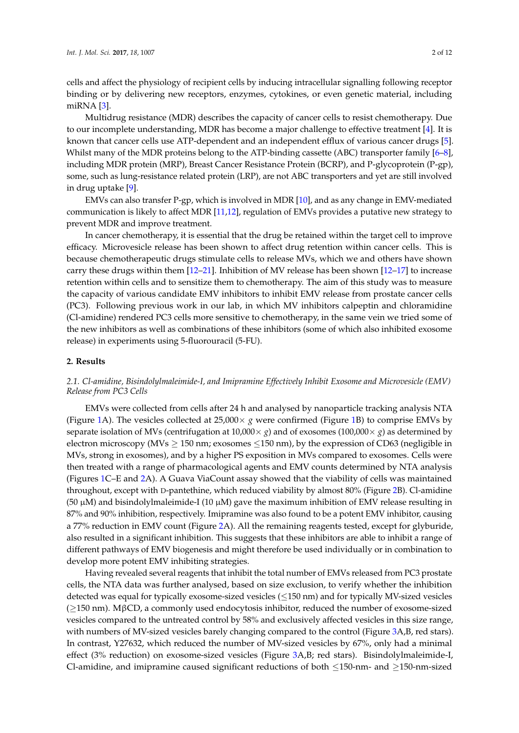cells and affect the physiology of recipient cells by inducing intracellular signalling following receptor binding or by delivering new receptors, enzymes, cytokines, or even genetic material, including miRNA [3].

Multidrug resistance (MDR) describes the capacity of cancer cells to resist chemotherapy. Due to our incomplete understanding, MDR has become a major challenge to effective treatment [4]. It is known that cancer cells use ATP-dependent and an independent efflux of various cancer drugs [5]. Whilst many of the MDR proteins belong to the ATP-binding cassette (ABC) transporter family [6–8], including MDR protein (MRP), Breast Cancer Resistance Protein (BCRP), and P-glycoprotein (P-gp), some, such as lung-resistance related protein (LRP), are not ABC transporters and yet are still involved in drug uptake [9].

EMVs can also transfer P-gp, which is involved in MDR [10], and as any change in EMV-mediated communication is likely to affect MDR [11,12], regulation of EMVs provides a putative new strategy to prevent MDR and improve treatment.

In cancer chemotherapy, it is essential that the drug be retained within the target cell to improve efficacy. Microvesicle release has been shown to affect drug retention within cancer cells. This is because chemotherapeutic drugs stimulate cells to release MVs, which we and others have shown carry these drugs within them [12–21]. Inhibition of MV release has been shown [12–17] to increase retention within cells and to sensitize them to chemotherapy. The aim of this study was to measure the capacity of various candidate EMV inhibitors to inhibit EMV release from prostate cancer cells (PC3). Following previous work in our lab, in which MV inhibitors calpeptin and chloramidine (Cl-amidine) rendered PC3 cells more sensitive to chemotherapy, in the same vein we tried some of the new inhibitors as well as combinations of these inhibitors (some of which also inhibited exosome release) in experiments using 5-fluorouracil (5-FU).

## 2. Results

### 2.1. Cl-amidine, Bisindolylmaleimide-I, and Imipramine Effectively Inhibit Exosome and Microvesicle (EMV) Release from PC3 Cells

EMVs were collected from cells after 24 h and analysed by nanoparticle tracking analysis NTA (Figure 1A). The vesicles collected at 25,000× *g* were confirmed (Figure 1B) to comprise EMVs by separate isolation of MVs (centrifugation at 10,000× *g*) and of exosomes (100,000× *g*) as determined by electron microscopy (MVs ≥ 150 nm; exosomes ≤150 nm), by the expression of CD63 (negligible in MVs, strong in exosomes), and by a higher PS exposition in MVs compared to exosomes. Cells were then treated with a range of pharmacological agents and EMV counts determined by NTA analysis (Figures 1C–E and 2A). A Guava ViaCount assay showed that the viability of cells was maintained throughout, except with D-pantethine, which reduced viability by almost 80% (Figure 2B). Cl-amidine (50 μM) and bisindolylmaleimide-I (10 μM) gave the maximum inhibition of EMV release resulting in 87% and 90% inhibition, respectively. Imipramine was also found to be a potent EMV inhibitor, causing a 77% reduction in EMV count (Figure 2A). All the remaining reagents tested, except for glyburide, also resulted in a significant inhibition. This suggests that these inhibitors are able to inhibit a range of different pathways of EMV biogenesis and might therefore be used individually or in combination to develop more potent EMV inhibiting strategies.

Having revealed several reagents that inhibit the total number of EMVs released from PC3 prostate cells, the NTA data was further analysed, based on size exclusion, to verify whether the inhibition detected was equal for typically exosome-sized vesicles (≤150 nm) and for typically MV-sized vesicles (≥150 nm). MβCD, a commonly used endocytosis inhibitor, reduced the number of exosome-sized vesicles compared to the untreated control by 58% and exclusively affected vesicles in this size range, with numbers of MV-sized vesicles barely changing compared to the control (Figure 3A,B, red stars). In contrast, Y27632, which reduced the number of MV-sized vesicles by 67%, only had a minimal effect (3% reduction) on exosome-sized vesicles (Figure 3A,B; red stars). Bisindolylmaleimide-I, Cl-amidine, and imipramine caused significant reductions of both ≤150-nm- and ≥150-nm-sized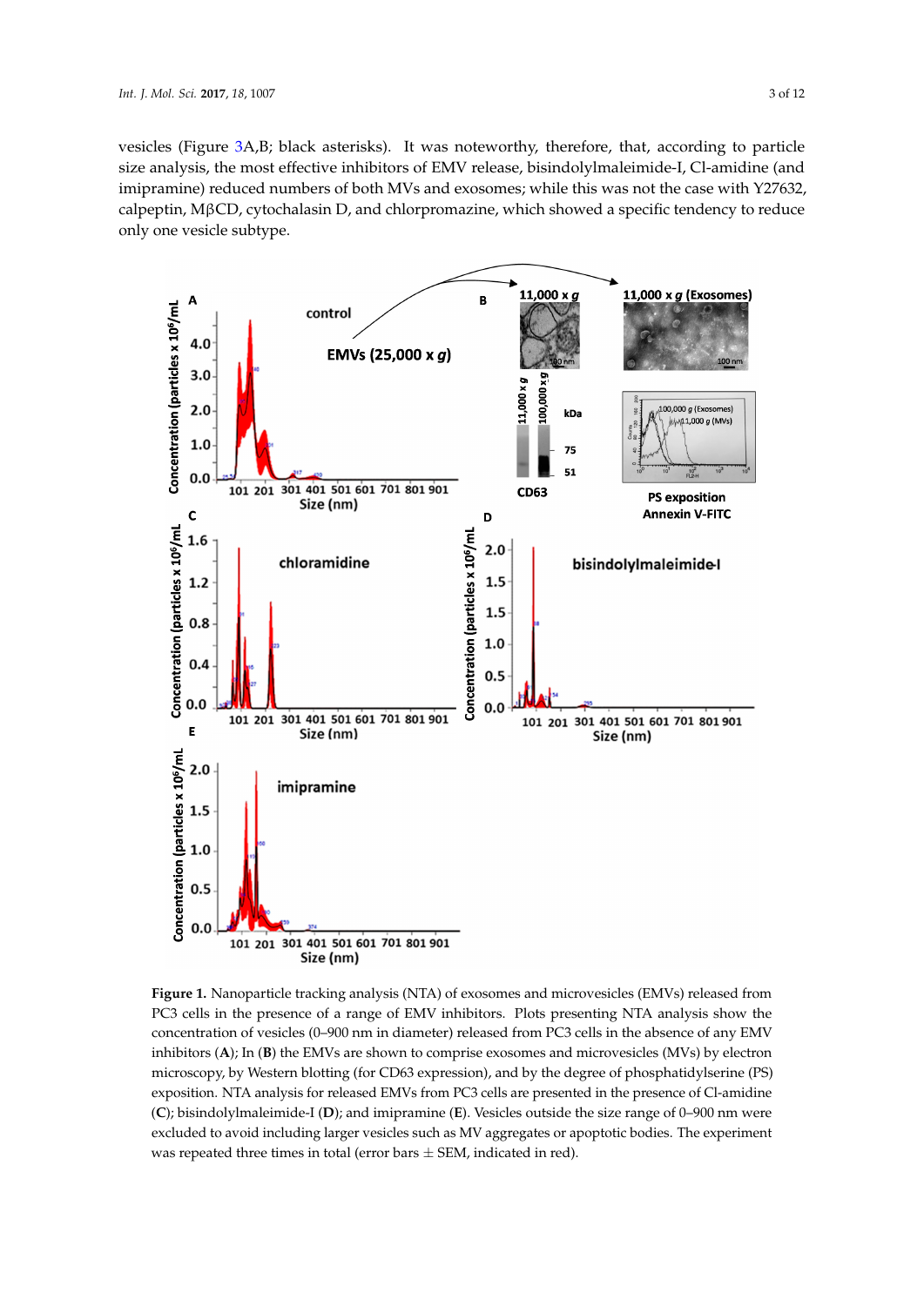vesicles (Figure 3A,B; black asterisks). It was noteworthy, therefore, that, according to particle size analysis, the most effective inhibitors of EMV release, bisindolylmaleimide-I, Cl-amidine (and imipramine) reduced numbers of both MVs and exosomes; while this was not the case with Y27632, calpeptin, MβCD, cytochalasin D, and chlorpromazine, which showed a specific tendency to reduce only one vesicle subtype.

**Figure 1.** Nanoparticle tracking analysis (NTA) of exosomes and microvesicles (EMVs) released from PC3 cells in the presence of a range of EMV inhibitors. Plots presenting NTA analysis show the concentration of vesicles (0–900 nm in diameter) released from PC3 cells in the absence of any EMV inhibitors (**A**); In (**B**) the EMVs are shown to comprise exosomes and microvesicles (MVs) by electron microscopy, by Western blotting (for CD63 expression), and by the degree of phosphatidylserine (PS) exposition. NTA analysis for released EMVs from PC3 cells are presented in the presence of Cl-amidine (**C**); bisindolylmaleimide-I (**D**); and imipramine (**E**). Vesicles outside the size range of 0–900 nm were excluded to avoid including larger vesicles such as MV aggregates or apoptotic bodies. The experiment was repeated three times in total (error bars ± SEM, indicated in red).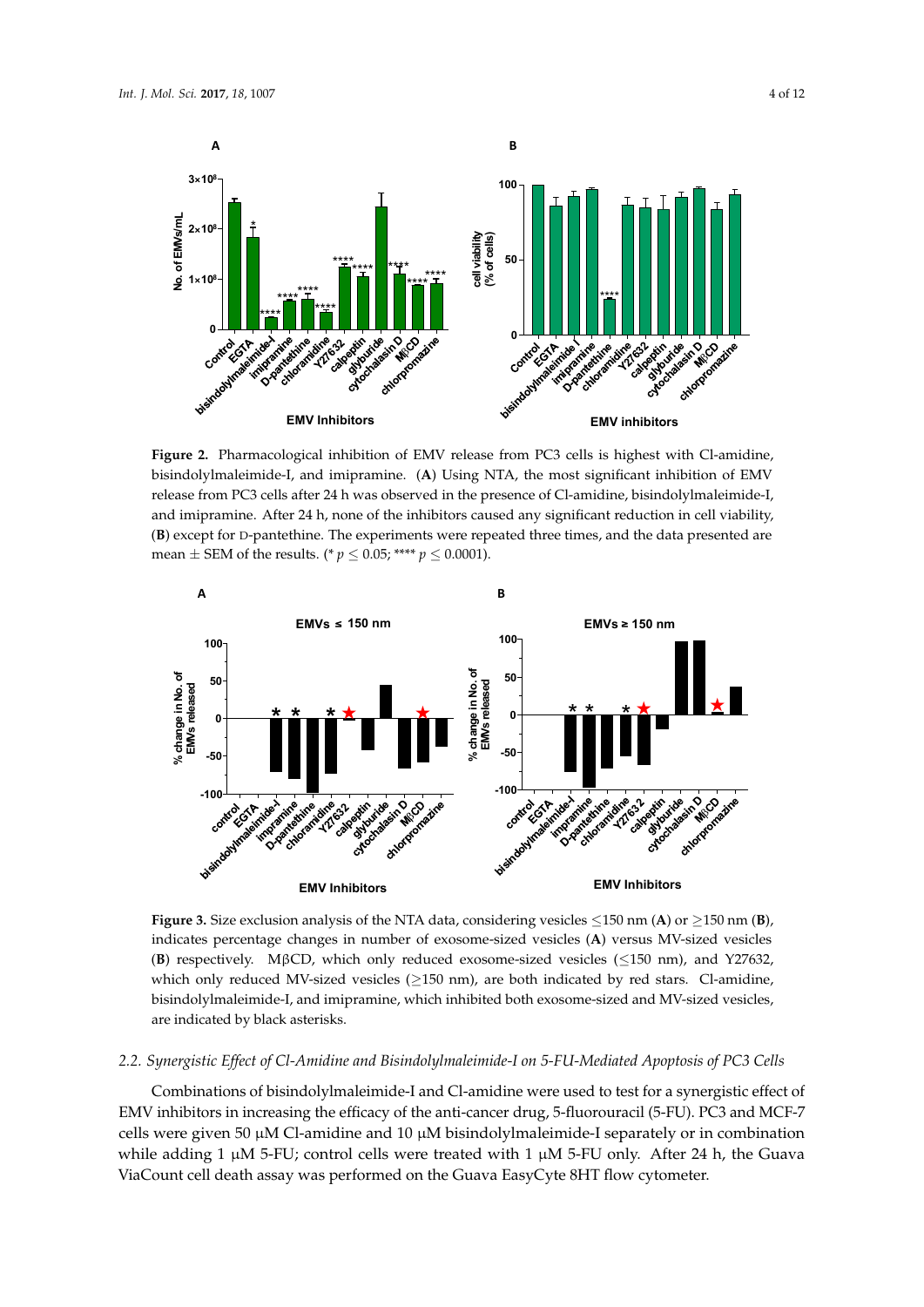**Figure 2.** Pharmacological inhibition of EMV release from PC3 cells is highest with Cl-amidine, bisindolylmaleimide-I, and imipramine. (**A**) Using NTA, the most significant inhibition of EMV release from PC3 cells after 24 h was observed in the presence of Cl-amidine, bisindolylmaleimide-I, and imipramine. After 24 h, none of the inhibitors caused any significant reduction in cell viability, (**B**) except for D-pantethine. The experiments were repeated three times, and the data presented are mean ± SEM of the results. (* $p \leq 0.05$; **** $p \leq 0.0001$).

**Figure 3.** Size exclusion analysis of the NTA data, considering vesicles ≤150 nm (**A**) or ≥150 nm (**B**), indicates percentage changes in number of exosome-sized vesicles (**A**) versus MV-sized vesicles (**B**) respectively. MβCD, which only reduced exosome-sized vesicles (≤150 nm), and Y27632, which only reduced MV-sized vesicles (≥150 nm), are both indicated by red stars. Cl-amidine, bisindolylmaleimide-I, and imipramine, which inhibited both exosome-sized and MV-sized vesicles, are indicated by black asterisks.

### *2.2. Synergistic Effect of Cl-Amidine and Bisindolylmaleimide-I on 5-FU-Mediated Apoptosis of PC3 Cells*

Combinations of bisindolylmaleimide-I and Cl-amidine were used to test for a synergistic effect of EMV inhibitors in increasing the efficacy of the anti-cancer drug, 5-fluorouracil (5-FU). PC3 and MCF-7 cells were given 50 μM Cl-amidine and 10 μM bisindolylmaleimide-I separately or in combination while adding 1 μM 5-FU; control cells were treated with 1 μM 5-FU only. After 24 h, the Guava ViaCount cell death assay was performed on the Guava EasyCyte 8HT flow cytometer.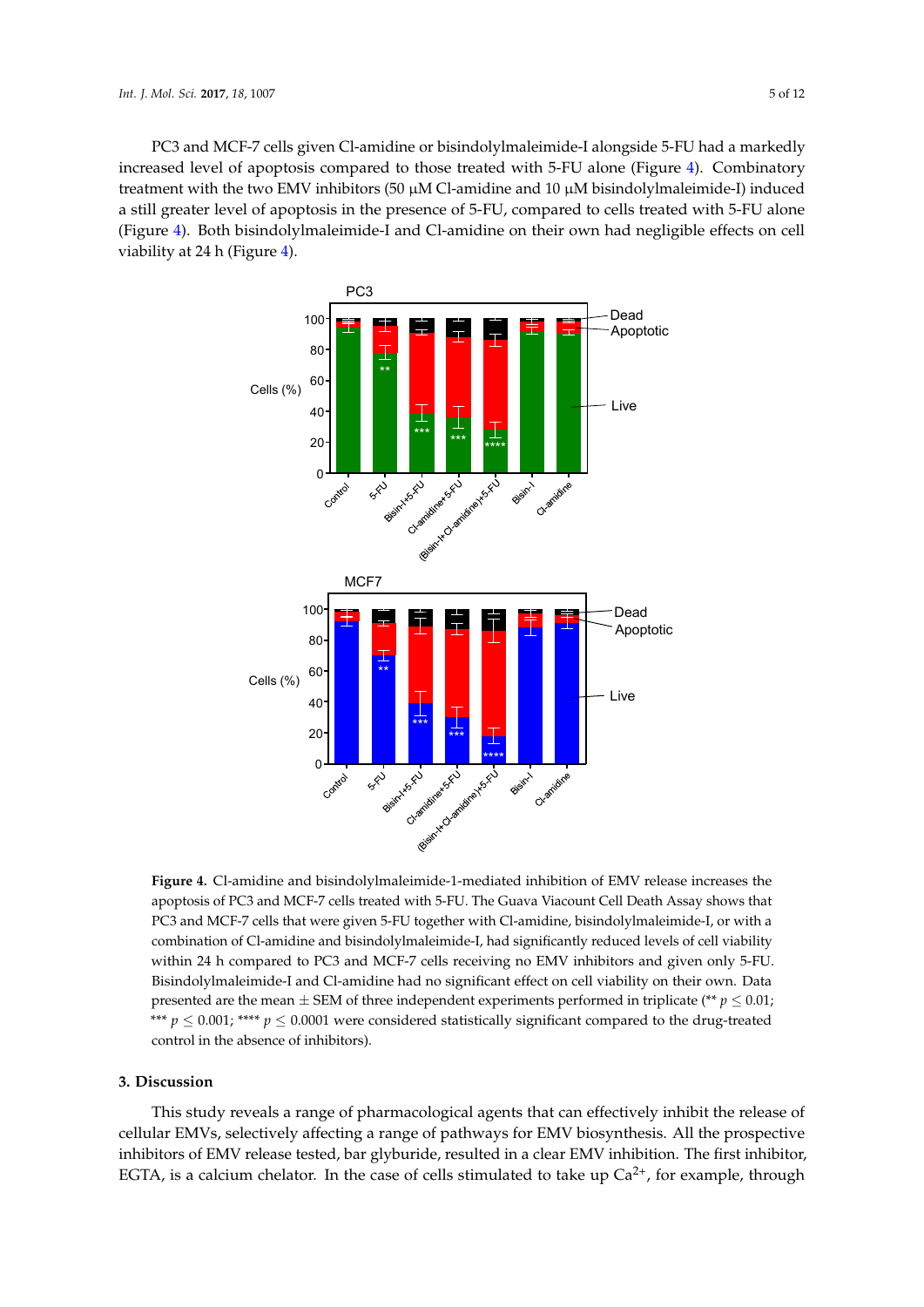PC3 and MCF-7 cells given Cl-amidine or bisindolylmaleimide-I alongside 5-FU had a markedly increased level of apoptosis compared to those treated with 5-FU alone (Figure 4). Combinatory treatment with the two EMV inhibitors (50 μM Cl-amidine and 10 μM bisindolylmaleimide-I) induced a still greater level of apoptosis in the presence of 5-FU, compared to cells treated with 5-FU alone (Figure 4). Both bisindolylmaleimide-I and Cl-amidine on their own had negligible effects on cell viability at 24 h (Figure 4).

**Figure 4.** Cl-amidine and bisindolylmaleimide-1-mediated inhibition of EMV release increases the apoptosis of PC3 and MCF-7 cells treated with 5-FU. The Guava Viacount Cell Death Assay shows that PC3 and MCF-7 cells that were given 5-FU together with Cl-amidine, bisindolylmaleimide-I, or with a combination of Cl-amidine and bisindolylmaleimide-I, had significantly reduced levels of cell viability within 24 h compared to PC3 and MCF-7 cells receiving no EMV inhibitors and given only 5-FU. Bisindolylmaleimide-I and Cl-amidine had no significant effect on cell viability on their own. Data presented are the mean ± SEM of three independent experiments performed in triplicate (** $p \leq 0.01$; *** $p \leq 0.001$; **** $p \leq 0.0001$ were considered statistically significant compared to the drug-treated control in the absence of inhibitors).

## 3. Discussion

This study reveals a range of pharmacological agents that can effectively inhibit the release of cellular EMVs, selectively affecting a range of pathways for EMV biosynthesis. All the prospective inhibitors of EMV release tested, bar glyburide, resulted in a clear EMV inhibition. The first inhibitor, EGTA, is a calcium chelator. In the case of cells stimulated to take up $Ca^{2+}$, for example, through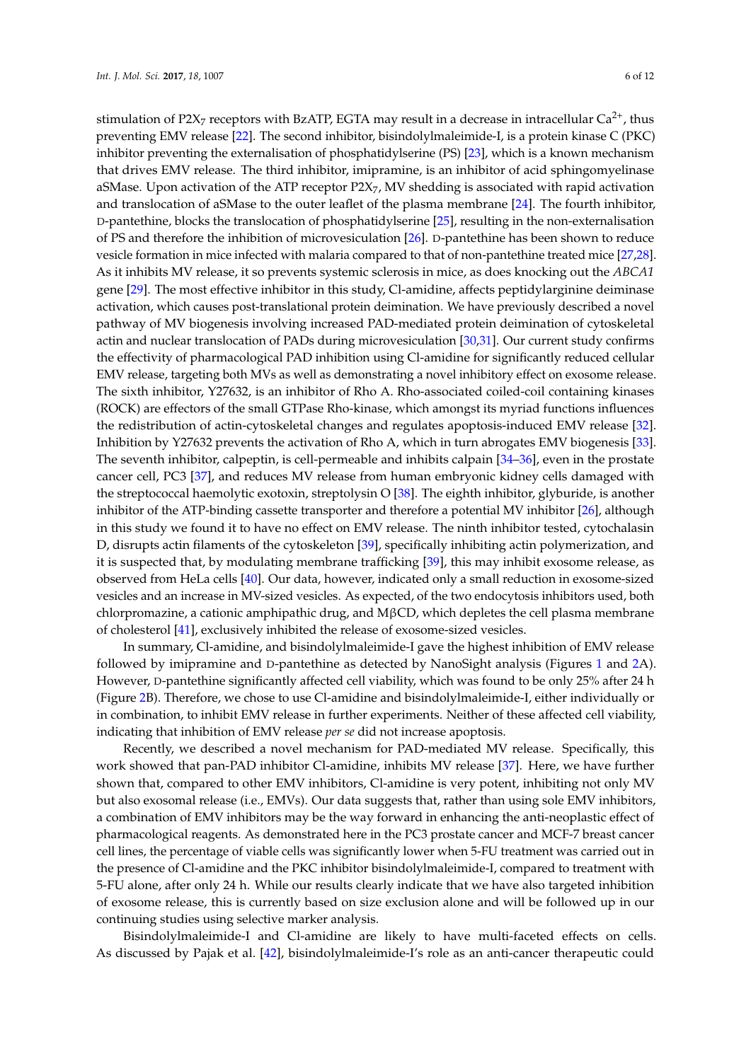stimulation of $P2X_7$ receptors with BzATP, EGTA may result in a decrease in intracellular $Ca^{2+}$, thus preventing EMV release [22]. The second inhibitor, bisindolylmaleimide-I, is a protein kinase C (PKC) inhibitor preventing the externalisation of phosphatidylserine (PS) [23], which is a known mechanism that drives EMV release. The third inhibitor, imipramine, is an inhibitor of acid sphingomyelinase aSMase. Upon activation of the ATP receptor $P2X_7$, MV shedding is associated with rapid activation and translocation of aSMase to the outer leaflet of the plasma membrane [24]. The fourth inhibitor, D-pantethine, blocks the translocation of phosphatidylserine [25], resulting in the non-externalisation of PS and therefore the inhibition of microvesiculation [26]. D-pantethine has been shown to reduce vesicle formation in mice infected with malaria compared to that of non-pantethine treated mice [27,28]. As it inhibits MV release, it so prevents systemic sclerosis in mice, as does knocking out the *ABCA1* gene [29]. The most effective inhibitor in this study, Cl-amidine, affects peptidylarginine deiminase activation, which causes post-translational protein deimination. We have previously described a novel pathway of MV biogenesis involving increased PAD-mediated protein deimination of cytoskeletal actin and nuclear translocation of PADs during microvesiculation [30,31]. Our current study confirms the effectivity of pharmacological PAD inhibition using Cl-amidine for significantly reduced cellular EMV release, targeting both MVs as well as demonstrating a novel inhibitory effect on exosome release. The sixth inhibitor, Y27632, is an inhibitor of Rho A. Rho-associated coiled-coil containing kinases (ROCK) are effectors of the small GTPase Rho-kinase, which amongst its myriad functions influences the redistribution of actin-cytoskeletal changes and regulates apoptosis-induced EMV release [32]. Inhibition by Y27632 prevents the activation of Rho A, which in turn abrogates EMV biogenesis [33]. The seventh inhibitor, calpeptin, is cell-permeable and inhibits calpain [34–36], even in the prostate cancer cell, PC3 [37], and reduces MV release from human embryonic kidney cells damaged with the streptococcal haemolytic exotoxin, streptolysin O [38]. The eighth inhibitor, glyburide, is another inhibitor of the ATP-binding cassette transporter and therefore a potential MV inhibitor [26], although in this study we found it to have no effect on EMV release. The ninth inhibitor tested, cytochalasin D, disrupts actin filaments of the cytoskeleton [39], specifically inhibiting actin polymerization, and it is suspected that, by modulating membrane trafficking [39], this may inhibit exosome release, as observed from HeLa cells [40]. Our data, however, indicated only a small reduction in exosome-sized vesicles and an increase in MV-sized vesicles. As expected, of the two endocytosis inhibitors used, both chlorpromazine, a cationic amphipathic drug, and MβCD, which depletes the cell plasma membrane of cholesterol [41], exclusively inhibited the release of exosome-sized vesicles.

In summary, Cl-amidine, and bisindolylmaleimide-I gave the highest inhibition of EMV release followed by imipramine and D-pantethine as detected by NanoSight analysis (Figures 1 and 2A). However, D-pantethine significantly affected cell viability, which was found to be only 25% after 24 h (Figure 2B). Therefore, we chose to use Cl-amidine and bisindolylmaleimide-I, either individually or in combination, to inhibit EMV release in further experiments. Neither of these affected cell viability, indicating that inhibition of EMV release *per se* did not increase apoptosis.

Recently, we described a novel mechanism for PAD-mediated MV release. Specifically, this work showed that pan-PAD inhibitor Cl-amidine, inhibits MV release [37]. Here, we have further shown that, compared to other EMV inhibitors, Cl-amidine is very potent, inhibiting not only MV but also exosomal release (i.e., EMVs). Our data suggests that, rather than using sole EMV inhibitors, a combination of EMV inhibitors may be the way forward in enhancing the anti-neoplastic effect of pharmacological reagents. As demonstrated here in the PC3 prostate cancer and MCF-7 breast cancer cell lines, the percentage of viable cells was significantly lower when 5-FU treatment was carried out in the presence of Cl-amidine and the PKC inhibitor bisindolylmaleimide-I, compared to treatment with 5-FU alone, after only 24 h. While our results clearly indicate that we have also targeted inhibition of exosome release, this is currently based on size exclusion alone and will be followed up in our continuing studies using selective marker analysis.

Bisindolylmaleimide-I and Cl-amidine are likely to have multi-faceted effects on cells. As discussed by Pajak et al. [42], bisindolylmaleimide-I's role as an anti-cancer therapeutic could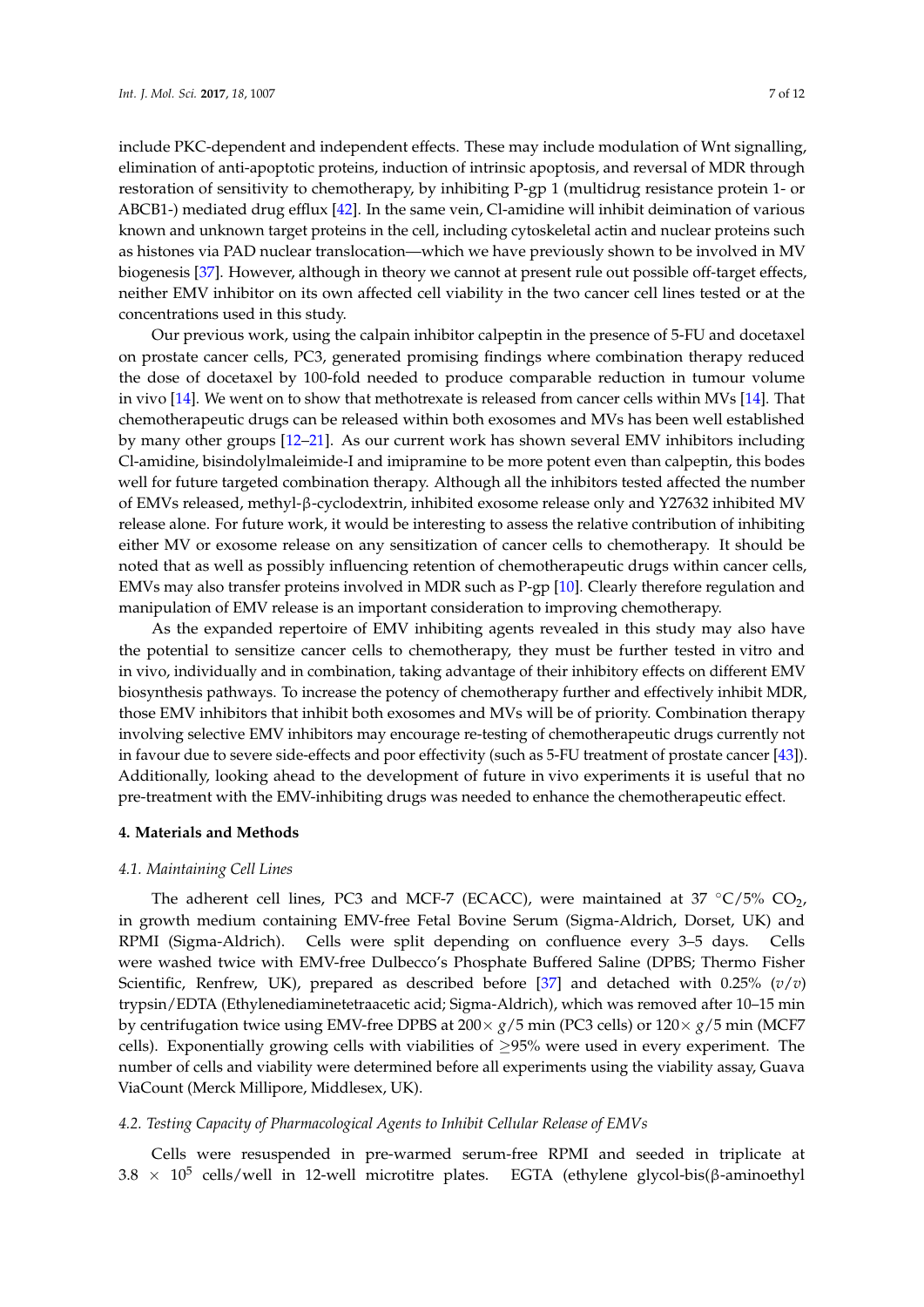include PKC-dependent and independent effects. These may include modulation of Wnt signalling, elimination of anti-apoptotic proteins, induction of intrinsic apoptosis, and reversal of MDR through restoration of sensitivity to chemotherapy, by inhibiting P-gp 1 (multidrug resistance protein 1- or ABCB1-) mediated drug efflux [42]. In the same vein, Cl-amidine will inhibit deimination of various known and unknown target proteins in the cell, including cytoskeletal actin and nuclear proteins such as histones via PAD nuclear translocation—which we have previously shown to be involved in MV biogenesis [37]. However, although in theory we cannot at present rule out possible off-target effects, neither EMV inhibitor on its own affected cell viability in the two cancer cell lines tested or at the concentrations used in this study.

Our previous work, using the calpain inhibitor calpeptin in the presence of 5-FU and docetaxel on prostate cancer cells, PC3, generated promising findings where combination therapy reduced the dose of docetaxel by 100-fold needed to produce comparable reduction in tumour volume in vivo [14]. We went on to show that methotrexate is released from cancer cells within MVs [14]. That chemotherapeutic drugs can be released within both exosomes and MVs has been well established by many other groups [12–21]. As our current work has shown several EMV inhibitors including Cl-amidine, bisindolylmaleimide-I and imipramine to be more potent even than calpeptin, this bodes well for future targeted combination therapy. Although all the inhibitors tested affected the number of EMVs released, methyl-β-cyclodextrin, inhibited exosome release only and Y27632 inhibited MV release alone. For future work, it would be interesting to assess the relative contribution of inhibiting either MV or exosome release on any sensitization of cancer cells to chemotherapy. It should be noted that as well as possibly influencing retention of chemotherapeutic drugs within cancer cells, EMVs may also transfer proteins involved in MDR such as P-gp [10]. Clearly therefore regulation and manipulation of EMV release is an important consideration to improving chemotherapy.

As the expanded repertoire of EMV inhibiting agents revealed in this study may also have the potential to sensitize cancer cells to chemotherapy, they must be further tested in vitro and in vivo, individually and in combination, taking advantage of their inhibitory effects on different EMV biosynthesis pathways. To increase the potency of chemotherapy further and effectively inhibit MDR, those EMV inhibitors that inhibit both exosomes and MVs will be of priority. Combination therapy involving selective EMV inhibitors may encourage re-testing of chemotherapeutic drugs currently not in favour due to severe side-effects and poor effectivity (such as 5-FU treatment of prostate cancer [43]). Additionally, looking ahead to the development of future in vivo experiments it is useful that no pre-treatment with the EMV-inhibiting drugs was needed to enhance the chemotherapeutic effect.

## 4. Materials and Methods

### *4.1. Maintaining Cell Lines*

The adherent cell lines, PC3 and MCF-7 (ECACC), were maintained at 37 °C/5% $CO_2$, in growth medium containing EMV-free Fetal Bovine Serum (Sigma-Aldrich, Dorset, UK) and RPMI (Sigma-Aldrich). Cells were split depending on confluence every 3–5 days. Cells were washed twice with EMV-free Dulbecco's Phosphate Buffered Saline (DPBS; Thermo Fisher Scientific, Renfrew, UK), prepared as described before [37] and detached with 0.25% (*v*/*v*) trypsin/EDTA (Ethylenediaminetetraacetic acid; Sigma-Aldrich), which was removed after 10–15 min by centrifugation twice using EMV-free DPBS at 200× *g*/5 min (PC3 cells) or 120× *g*/5 min (MCF7 cells). Exponentially growing cells with viabilities of ≥95% were used in every experiment. The number of cells and viability were determined before all experiments using the viability assay, Guava ViaCount (Merck Millipore, Middlesex, UK).

### *4.2. Testing Capacity of Pharmacological Agents to Inhibit Cellular Release of EMVs*

Cells were resuspended in pre-warmed serum-free RPMI and seeded in triplicate at $3.8 \times 10^5$ cells/well in 12-well microtitre plates. EGTA (ethylene glycol-bis(β-aminoethyl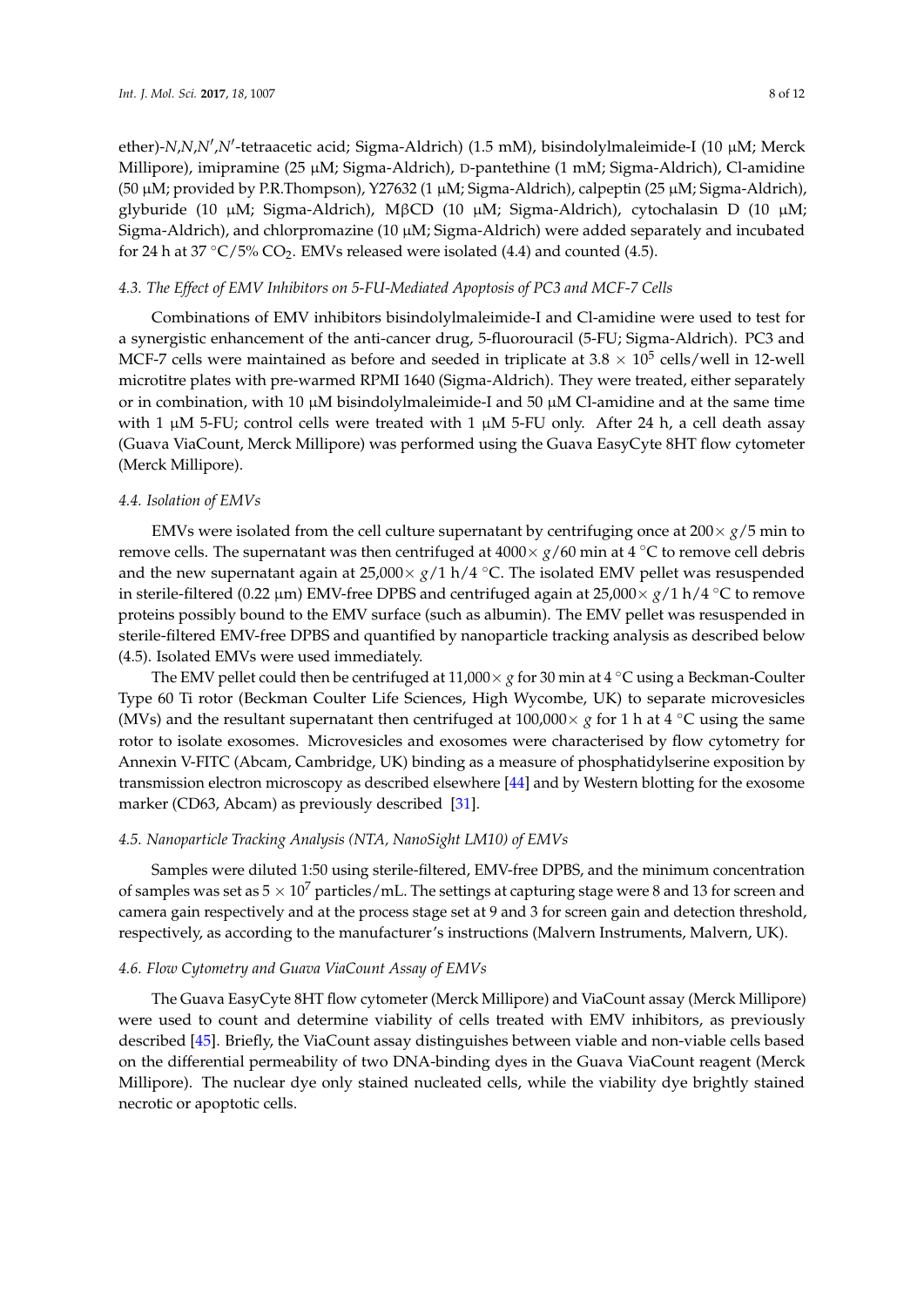ether)-*N*,*N*,*N*′,*N*′-tetraacetic acid; Sigma-Aldrich) (1.5 mM), bisindolylmaleimide-I (10 μM; Merck Millipore), imipramine (25 μM; Sigma-Aldrich), D-pantethine (1 mM; Sigma-Aldrich), Cl-amidine (50 μM; provided by P.R.Thompson), Y27632 (1 μM; Sigma-Aldrich), calpeptin (25 μM; Sigma-Aldrich), glyburide (10 μM; Sigma-Aldrich), MβCD (10 μM; Sigma-Aldrich), cytochalasin D (10 μM; Sigma-Aldrich), and chlorpromazine (10 μM; Sigma-Aldrich) were added separately and incubated for 24 h at 37 °C/5% $CO_2$. EMVs released were isolated (4.4) and counted (4.5).

### *4.3. The Effect of EMV Inhibitors on 5-FU-Mediated Apoptosis of PC3 and MCF-7 Cells*

Combinations of EMV inhibitors bisindolylmaleimide-I and Cl-amidine were used to test for a synergistic enhancement of the anti-cancer drug, 5-fluorouracil (5-FU; Sigma-Aldrich). PC3 and MCF-7 cells were maintained as before and seeded in triplicate at $3.8 \times 10^5$ cells/well in 12-well microtitre plates with pre-warmed RPMI 1640 (Sigma-Aldrich). They were treated, either separately or in combination, with 10 μM bisindolylmaleimide-I and 50 μM Cl-amidine and at the same time with 1 μM 5-FU; control cells were treated with 1 μM 5-FU only. After 24 h, a cell death assay (Guava ViaCount, Merck Millipore) was performed using the Guava EasyCyte 8HT flow cytometer (Merck Millipore).

### *4.4. Isolation of EMVs*

EMVs were isolated from the cell culture supernatant by centrifuging once at $200\times g$/5 min to remove cells. The supernatant was then centrifuged at $4000\times g$/60 min at 4 °C to remove cell debris and the new supernatant again at $25{,}000\times g$/1 h/4 °C. The isolated EMV pellet was resuspended in sterile-filtered (0.22 μm) EMV-free DPBS and centrifuged again at $25{,}000\times g$/1 h/4 °C to remove proteins possibly bound to the EMV surface (such as albumin). The EMV pellet was resuspended in sterile-filtered EMV-free DPBS and quantified by nanoparticle tracking analysis as described below (4.5). Isolated EMVs were used immediately.

The EMV pellet could then be centrifuged at $11{,}000\times g$ for 30 min at 4 °C using a Beckman-Coulter Type 60 Ti rotor (Beckman Coulter Life Sciences, High Wycombe, UK) to separate microvesicles (MVs) and the resultant supernatant then centrifuged at $100{,}000\times g$ for 1 h at 4 °C using the same rotor to isolate exosomes. Microvesicles and exosomes were characterised by flow cytometry for Annexin V-FITC (Abcam, Cambridge, UK) binding as a measure of phosphatidylserine exposition by transmission electron microscopy as described elsewhere [44] and by Western blotting for the exosome marker (CD63, Abcam) as previously described [31].

### *4.5. Nanoparticle Tracking Analysis (NTA, NanoSight LM10) of EMVs*

Samples were diluted 1:50 using sterile-filtered, EMV-free DPBS, and the minimum concentration of samples was set as $5 \times 10^7$ particles/mL. The settings at capturing stage were 8 and 13 for screen and camera gain respectively and at the process stage set at 9 and 3 for screen gain and detection threshold, respectively, as according to the manufacturer's instructions (Malvern Instruments, Malvern, UK).

### *4.6. Flow Cytometry and Guava ViaCount Assay of EMVs*

The Guava EasyCyte 8HT flow cytometer (Merck Millipore) and ViaCount assay (Merck Millipore) were used to count and determine viability of cells treated with EMV inhibitors, as previously described [45]. Briefly, the ViaCount assay distinguishes between viable and non-viable cells based on the differential permeability of two DNA-binding dyes in the Guava ViaCount reagent (Merck Millipore). The nuclear dye only stained nucleated cells, while the viability dye brightly stained necrotic or apoptotic cells.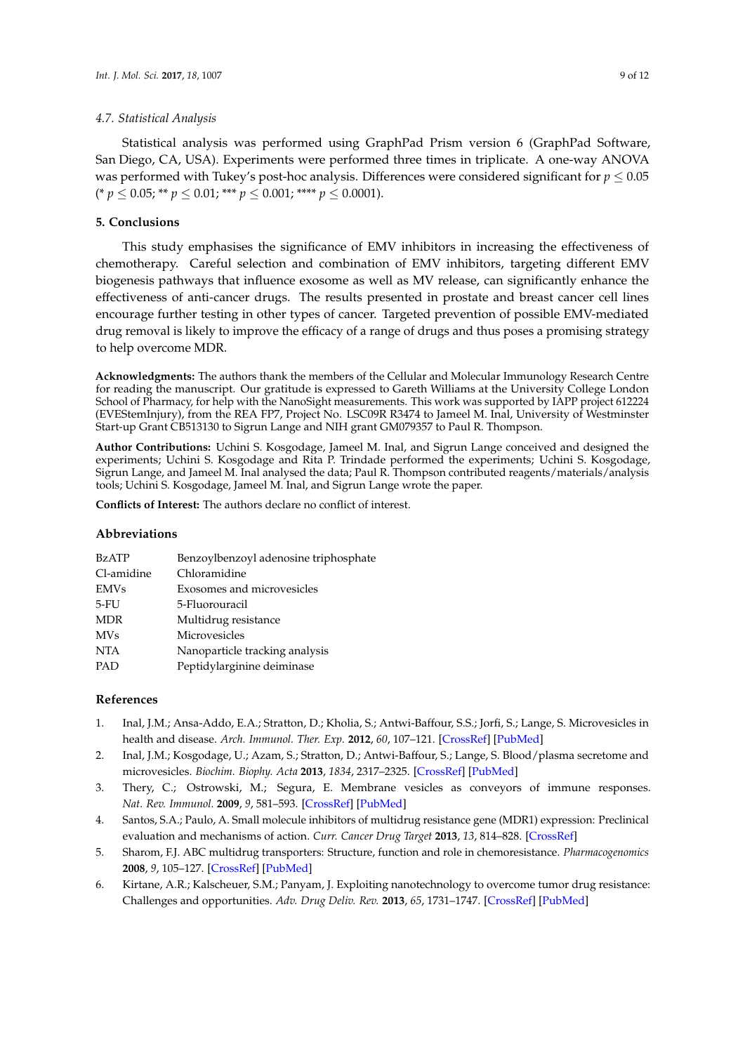### 4.7. Statistical Analysis

Statistical analysis was performed using GraphPad Prism version 6 (GraphPad Software, San Diego, CA, USA). Experiments were performed three times in triplicate. A one-way ANOVA was performed with Tukey's post-hoc analysis. Differences were considered significant for $p \leq 0.05$ (* $p \leq 0.05$; ** $p \leq 0.01$; *** $p \leq 0.001$; **** $p \leq 0.0001$).

## 5. Conclusions

This study emphasises the significance of EMV inhibitors in increasing the effectiveness of chemotherapy. Careful selection and combination of EMV inhibitors, targeting different EMV biogenesis pathways that influence exosome as well as MV release, can significantly enhance the effectiveness of anti-cancer drugs. The results presented in prostate and breast cancer cell lines encourage further testing in other types of cancer. Targeted prevention of possible EMV-mediated drug removal is likely to improve the efficacy of a range of drugs and thus poses a promising strategy to help overcome MDR.

**Acknowledgments:** The authors thank the members of the Cellular and Molecular Immunology Research Centre for reading the manuscript. Our gratitude is expressed to Gareth Williams at the University College London School of Pharmacy, for help with the NanoSight measurements. This work was supported by IAPP project 612224 (EVEStemInjury), from the REA FP7, Project No. LSC09R R3474 to Jameel M. Inal, University of Westminster Start-up Grant CB513130 to Sigrun Lange and NIH grant GM079357 to Paul R. Thompson.

**Author Contributions:** Uchini S. Kosgodage, Jameel M. Inal, and Sigrun Lange conceived and designed the experiments; Uchini S. Kosgodage and Rita P. Trindade performed the experiments; Uchini S. Kosgodage, Sigrun Lange, and Jameel M. Inal analysed the data; Paul R. Thompson contributed reagents/materials/analysis tools; Uchini S. Kosgodage, Jameel M. Inal, and Sigrun Lange wrote the paper.

**Conflicts of Interest:** The authors declare no conflict of interest.

## Abbreviations

| | |
|---|---|
| BzATP | Benzoylbenzoyl adenosine triphosphate |
| Cl-amidine | Chloramidine |
| EMVs | Exosomes and microvesicles |
| 5-FU | 5-Fluorouracil |
| MDR | Multidrug resistance |
| MVs | Microvesicles |
| NTA | Nanoparticle tracking analysis |
| PAD | Peptidylarginine deiminase |

## References

1. Inal, J.M.; Ansa-Addo, E.A.; Stratton, D.; Kholia, S.; Antwi-Baffour, S.S.; Jorfi, S.; Lange, S. Microvesicles in health and disease. *Arch. Immunol. Ther. Exp.* **2012**, *60*, 107–121. [CrossRef] [PubMed]
2. Inal, J.M.; Kosgodage, U.; Azam, S.; Stratton, D.; Antwi-Baffour, S.; Lange, S. Blood/plasma secretome and microvesicles. *Biochim. Biophy. Acta* **2013**, *1834*, 2317–2325. [CrossRef] [PubMed]
3. Thery, C.; Ostrowski, M.; Segura, E. Membrane vesicles as conveyors of immune responses. *Nat. Rev. Immunol.* **2009**, *9*, 581–593. [CrossRef] [PubMed]
4. Santos, S.A.; Paulo, A. Small molecule inhibitors of multidrug resistance gene (MDR1) expression: Preclinical evaluation and mechanisms of action. *Curr. Cancer Drug Target* **2013**, *13*, 814–828. [CrossRef]
5. Sharom, F.J. ABC multidrug transporters: Structure, function and role in chemoresistance. *Pharmacogenomics* **2008**, *9*, 105–127. [CrossRef] [PubMed]
6. Kirtane, A.R.; Kalscheuer, S.M.; Panyam, J. Exploiting nanotechnology to overcome tumor drug resistance: Challenges and opportunities. *Adv. Drug Deliv. Rev.* **2013**, *65*, 1731–1747. [CrossRef] [PubMed]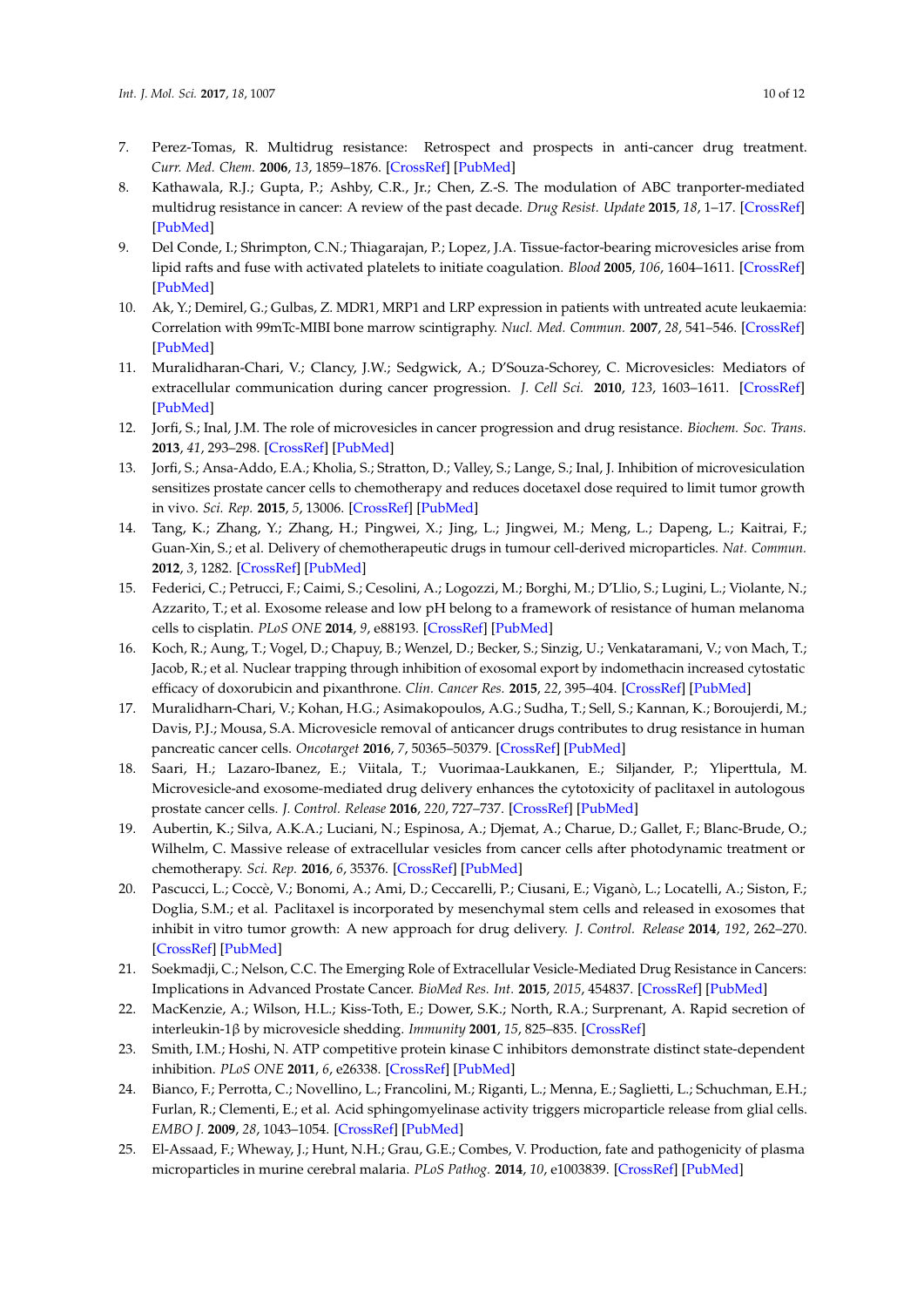7. Perez-Tomas, R. Multidrug resistance: Retrospect and prospects in anti-cancer drug treatment. *Curr. Med. Chem.* **2006**, *13*, 1859–1876. [CrossRef] [PubMed]
8. Kathawala, R.J.; Gupta, P.; Ashby, C.R., Jr.; Chen, Z.-S. The modulation of ABC tranporter-mediated multidrug resistance in cancer: A review of the past decade. *Drug Resist. Update* **2015**, *18*, 1–17. [CrossRef] [PubMed]
9. Del Conde, I.; Shrimpton, C.N.; Thiagarajan, P.; Lopez, J.A. Tissue-factor-bearing microvesicles arise from lipid rafts and fuse with activated platelets to initiate coagulation. *Blood* **2005**, *106*, 1604–1611. [CrossRef] [PubMed]
10. Ak, Y.; Demirel, G.; Gulbas, Z. MDR1, MRP1 and LRP expression in patients with untreated acute leukaemia: Correlation with 99mTc-MIBI bone marrow scintigraphy. *Nucl. Med. Commun.* **2007**, *28*, 541–546. [CrossRef] [PubMed]
11. Muralidharan-Chari, V.; Clancy, J.W.; Sedgwick, A.; D'Souza-Schorey, C. Microvesicles: Mediators of extracellular communication during cancer progression. *J. Cell Sci.* **2010**, *123*, 1603–1611. [CrossRef] [PubMed]
12. Jorfi, S.; Inal, J.M. The role of microvesicles in cancer progression and drug resistance. *Biochem. Soc. Trans.* **2013**, *41*, 293–298. [CrossRef] [PubMed]
13. Jorfi, S.; Ansa-Addo, E.A.; Kholia, S.; Stratton, D.; Valley, S.; Lange, S.; Inal, J. Inhibition of microvesiculation sensitizes prostate cancer cells to chemotherapy and reduces docetaxel dose required to limit tumor growth in vivo. *Sci. Rep.* **2015**, *5*, 13006. [CrossRef] [PubMed]
14. Tang, K.; Zhang, Y.; Zhang, H.; Pingwei, X.; Jing, L.; Jingwei, M.; Meng, L.; Dapeng, L.; Kaitrai, F.; Guan-Xin, S.; et al. Delivery of chemotherapeutic drugs in tumour cell-derived microparticles. *Nat. Commun.* **2012**, *3*, 1282. [CrossRef] [PubMed]
15. Federici, C.; Petrucci, F.; Caimi, S.; Cesolini, A.; Logozzi, M.; Borghi, M.; D'Llio, S.; Lugini, L.; Violante, N.; Azzarito, T.; et al. Exosome release and low pH belong to a framework of resistance of human melanoma cells to cisplatin. *PLoS ONE* **2014**, *9*, e88193. [CrossRef] [PubMed]
16. Koch, R.; Aung, T.; Vogel, D.; Chapuy, B.; Wenzel, D.; Becker, S.; Sinzig, U.; Venkataramani, V.; von Mach, T.; Jacob, R.; et al. Nuclear trapping through inhibition of exosomal export by indomethacin increased cytostatic efficacy of doxorubicin and pixanthrone. *Clin. Cancer Res.* **2015**, *22*, 395–404. [CrossRef] [PubMed]
17. Muralidharn-Chari, V.; Kohan, H.G.; Asimakopoulos, A.G.; Sudha, T.; Sell, S.; Kannan, K.; Boroujerdi, M.; Davis, P.J.; Mousa, S.A. Microvesicle removal of anticancer drugs contributes to drug resistance in human pancreatic cancer cells. *Oncotarget* **2016**, *7*, 50365–50379. [CrossRef] [PubMed]
18. Saari, H.; Lazaro-Ibanez, E.; Viitala, T.; Vuorimaa-Laukkanen, E.; Siljander, P.; Yliperttula, M. Microvesicle-and exosome-mediated drug delivery enhances the cytotoxicity of paclitaxel in autologous prostate cancer cells. *J. Control. Release* **2016**, *220*, 727–737. [CrossRef] [PubMed]
19. Aubertin, K.; Silva, A.K.A.; Luciani, N.; Espinosa, A.; Djemat, A.; Charue, D.; Gallet, F.; Blanc-Brude, O.; Wilhelm, C. Massive release of extracellular vesicles from cancer cells after photodynamic treatment or chemotherapy. *Sci. Rep.* **2016**, *6*, 35376. [CrossRef] [PubMed]
20. Pascucci, L.; Coccè, V.; Bonomi, A.; Ami, D.; Ceccarelli, P.; Ciusani, E.; Viganò, L.; Locatelli, A.; Siston, F.; Doglia, S.M.; et al. Paclitaxel is incorporated by mesenchymal stem cells and released in exosomes that inhibit in vitro tumor growth: A new approach for drug delivery. *J. Control. Release* **2014**, *192*, 262–270. [CrossRef] [PubMed]
21. Soekmadji, C.; Nelson, C.C. The Emerging Role of Extracellular Vesicle-Mediated Drug Resistance in Cancers: Implications in Advanced Prostate Cancer. *BioMed Res. Int.* **2015**, *2015*, 454837. [CrossRef] [PubMed]
22. MacKenzie, A.; Wilson, H.L.; Kiss-Toth, E.; Dower, S.K.; North, R.A.; Surprenant, A. Rapid secretion of interleukin-1β by microvesicle shedding. *Immunity* **2001**, *15*, 825–835. [CrossRef]
23. Smith, I.M.; Hoshi, N. ATP competitive protein kinase C inhibitors demonstrate distinct state-dependent inhibition. *PLoS ONE* **2011**, *6*, e26338. [CrossRef] [PubMed]
24. Bianco, F.; Perrotta, C.; Novellino, L.; Francolini, M.; Riganti, L.; Menna, E.; Saglietti, L.; Schuchman, E.H.; Furlan, R.; Clementi, E.; et al. Acid sphingomyelinase activity triggers microparticle release from glial cells. *EMBO J.* **2009**, *28*, 1043–1054. [CrossRef] [PubMed]
25. El-Assaad, F.; Wheway, J.; Hunt, N.H.; Grau, G.E.; Combes, V. Production, fate and pathogenicity of plasma microparticles in murine cerebral malaria. *PLoS Pathog.* **2014**, *10*, e1003839. [CrossRef] [PubMed]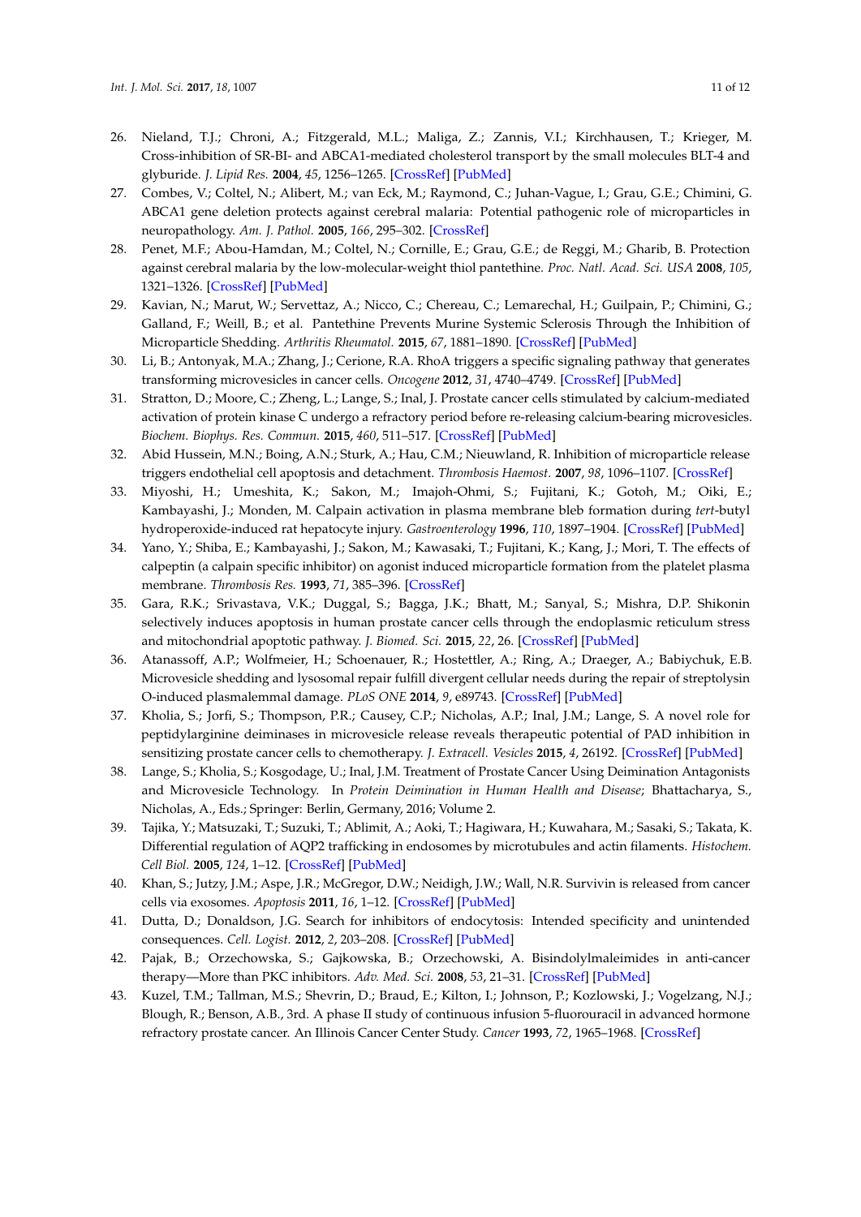26. Nieland, T.J.; Chroni, A.; Fitzgerald, M.L.; Maliga, Z.; Zannis, V.I.; Kirchhausen, T.; Krieger, M. Cross-inhibition of SR-BI- and ABCA1-mediated cholesterol transport by the small molecules BLT-4 and glyburide. *J. Lipid Res.* **2004**, *45*, 1256–1265. [CrossRef] [PubMed]
27. Combes, V.; Coltel, N.; Alibert, M.; van Eck, M.; Raymond, C.; Juhan-Vague, I.; Grau, G.E.; Chimini, G. ABCA1 gene deletion protects against cerebral malaria: Potential pathogenic role of microparticles in neuropathology. *Am. J. Pathol.* **2005**, *166*, 295–302. [CrossRef]
28. Penet, M.F.; Abou-Hamdan, M.; Coltel, N.; Cornille, E.; Grau, G.E.; de Reggi, M.; Gharib, B. Protection against cerebral malaria by the low-molecular-weight thiol pantethine. *Proc. Natl. Acad. Sci. USA* **2008**, *105*, 1321–1326. [CrossRef] [PubMed]
29. Kavian, N.; Marut, W.; Servettaz, A.; Nicco, C.; Chereau, C.; Lemarechal, H.; Guilpain, P.; Chimini, G.; Galland, F.; Weill, B.; et al. Pantethine Prevents Murine Systemic Sclerosis Through the Inhibition of Microparticle Shedding. *Arthritis Rheumatol.* **2015**, *67*, 1881–1890. [CrossRef] [PubMed]
30. Li, B.; Antonyak, M.A.; Zhang, J.; Cerione, R.A. RhoA triggers a specific signaling pathway that generates transforming microvesicles in cancer cells. *Oncogene* **2012**, *31*, 4740–4749. [CrossRef] [PubMed]
31. Stratton, D.; Moore, C.; Zheng, L.; Lange, S.; Inal, J. Prostate cancer cells stimulated by calcium-mediated activation of protein kinase C undergo a refractory period before re-releasing calcium-bearing microvesicles. *Biochem. Biophys. Res. Commun.* **2015**, *460*, 511–517. [CrossRef] [PubMed]
32. Abid Hussein, M.N.; Boing, A.N.; Sturk, A.; Hau, C.M.; Nieuwland, R. Inhibition of microparticle release triggers endothelial cell apoptosis and detachment. *Thrombosis Haemost.* **2007**, *98*, 1096–1107. [CrossRef]
33. Miyoshi, H.; Umeshita, K.; Sakon, M.; Imajoh-Ohmi, S.; Fujitani, K.; Gotoh, M.; Oiki, E.; Kambayashi, J.; Monden, M. Calpain activation in plasma membrane bleb formation during *tert*-butyl hydroperoxide-induced rat hepatocyte injury. *Gastroenterology* **1996**, *110*, 1897–1904. [CrossRef] [PubMed]
34. Yano, Y.; Shiba, E.; Kambayashi, J.; Sakon, M.; Kawasaki, T.; Fujitani, K.; Kang, J.; Mori, T. The effects of calpeptin (a calpain specific inhibitor) on agonist induced microparticle formation from the platelet plasma membrane. *Thrombosis Res.* **1993**, *71*, 385–396. [CrossRef]
35. Gara, R.K.; Srivastava, V.K.; Duggal, S.; Bagga, J.K.; Bhatt, M.; Sanyal, S.; Mishra, D.P. Shikonin selectively induces apoptosis in human prostate cancer cells through the endoplasmic reticulum stress and mitochondrial apoptotic pathway. *J. Biomed. Sci.* **2015**, *22*, 26. [CrossRef] [PubMed]
36. Atanassoff, A.P.; Wolfmeier, H.; Schoenauer, R.; Hostettler, A.; Ring, A.; Draeger, A.; Babiychuk, E.B. Microvesicle shedding and lysosomal repair fulfill divergent cellular needs during the repair of streptolysin O-induced plasmalemmal damage. *PLoS ONE* **2014**, *9*, e89743. [CrossRef] [PubMed]
37. Kholia, S.; Jorfi, S.; Thompson, P.R.; Causey, C.P.; Nicholas, A.P.; Inal, J.M.; Lange, S. A novel role for peptidylarginine deiminases in microvesicle release reveals therapeutic potential of PAD inhibition in sensitizing prostate cancer cells to chemotherapy. *J. Extracell. Vesicles* **2015**, *4*, 26192. [CrossRef] [PubMed]
38. Lange, S.; Kholia, S.; Kosgodage, U.; Inal, J.M. Treatment of Prostate Cancer Using Deimination Antagonists and Microvesicle Technology. In *Protein Deimination in Human Health and Disease*; Bhattacharya, S., Nicholas, A., Eds.; Springer: Berlin, Germany, 2016; Volume 2.
39. Tajika, Y.; Matsuzaki, T.; Suzuki, T.; Ablimit, A.; Aoki, T.; Hagiwara, H.; Kuwahara, M.; Sasaki, S.; Takata, K. Differential regulation of AQP2 trafficking in endosomes by microtubules and actin filaments. *Histochem. Cell Biol.* **2005**, *124*, 1–12. [CrossRef] [PubMed]
40. Khan, S.; Jutzy, J.M.; Aspe, J.R.; McGregor, D.W.; Neidigh, J.W.; Wall, N.R. Survivin is released from cancer cells via exosomes. *Apoptosis* **2011**, *16*, 1–12. [CrossRef] [PubMed]
41. Dutta, D.; Donaldson, J.G. Search for inhibitors of endocytosis: Intended specificity and unintended consequences. *Cell. Logist.* **2012**, *2*, 203–208. [CrossRef] [PubMed]
42. Pajak, B.; Orzechowska, S.; Gajkowska, B.; Orzechowski, A. Bisindolylmaleimides in anti-cancer therapy—More than PKC inhibitors. *Adv. Med. Sci.* **2008**, *53*, 21–31. [CrossRef] [PubMed]
43. Kuzel, T.M.; Tallman, M.S.; Shevrin, D.; Braud, E.; Kilton, I.; Johnson, P.; Kozlowski, J.; Vogelzang, N.J.; Blough, R.; Benson, A.B., 3rd. A phase II study of continuous infusion 5-fluorouracil in advanced hormone refractory prostate cancer. An Illinois Cancer Center Study. *Cancer* **1993**, *72*, 1965–1968. [CrossRef]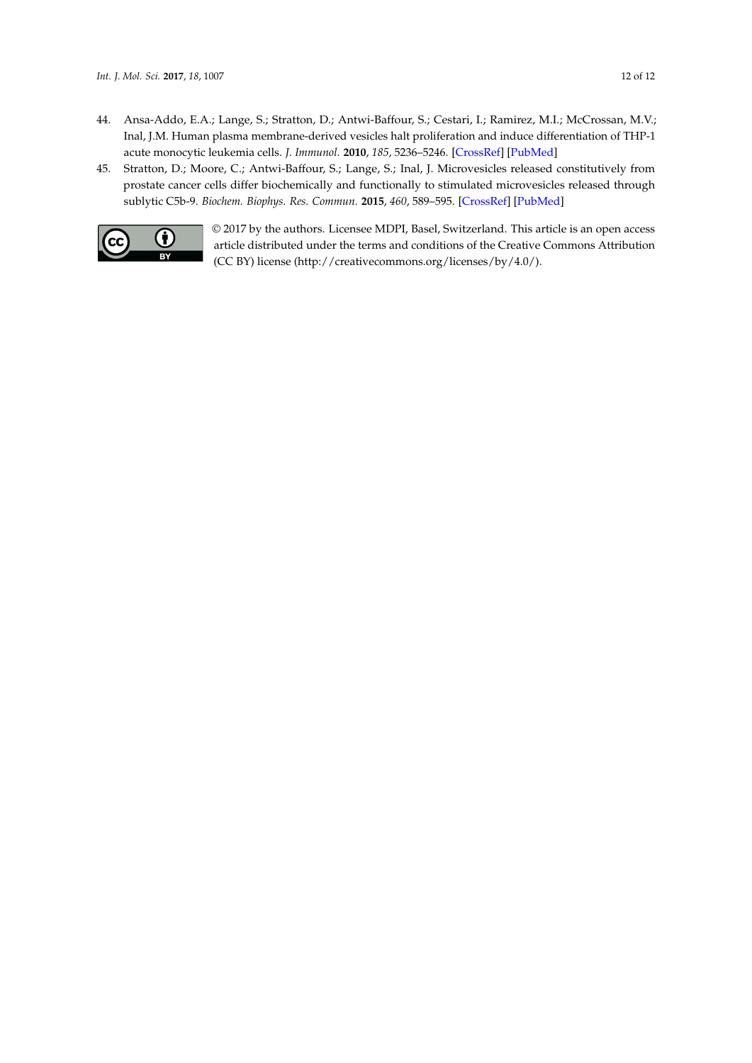44. Ansa-Addo, E.A.; Lange, S.; Stratton, D.; Antwi-Baffour, S.; Cestari, I.; Ramirez, M.I.; McCrossan, M.V.; Inal, J.M. Human plasma membrane-derived vesicles halt proliferation and induce differentiation of THP-1 acute monocytic leukemia cells. *J. Immunol.* **2010**, *185*, 5236–5246. [CrossRef] [PubMed]
45. Stratton, D.; Moore, C.; Antwi-Baffour, S.; Lange, S.; Inal, J. Microvesicles released constitutively from prostate cancer cells differ biochemically and functionally to stimulated microvesicles released through sublytic C5b-9. *Biochem. Biophys. Res. Commun.* **2015**, *460*, 589–595. [CrossRef] [PubMed]

© 2017 by the authors. Licensee MDPI, Basel, Switzerland. This article is an open access article distributed under the terms and conditions of the Creative Commons Attribution (CC BY) license (http://creativecommons.org/licenses/by/4.0/).